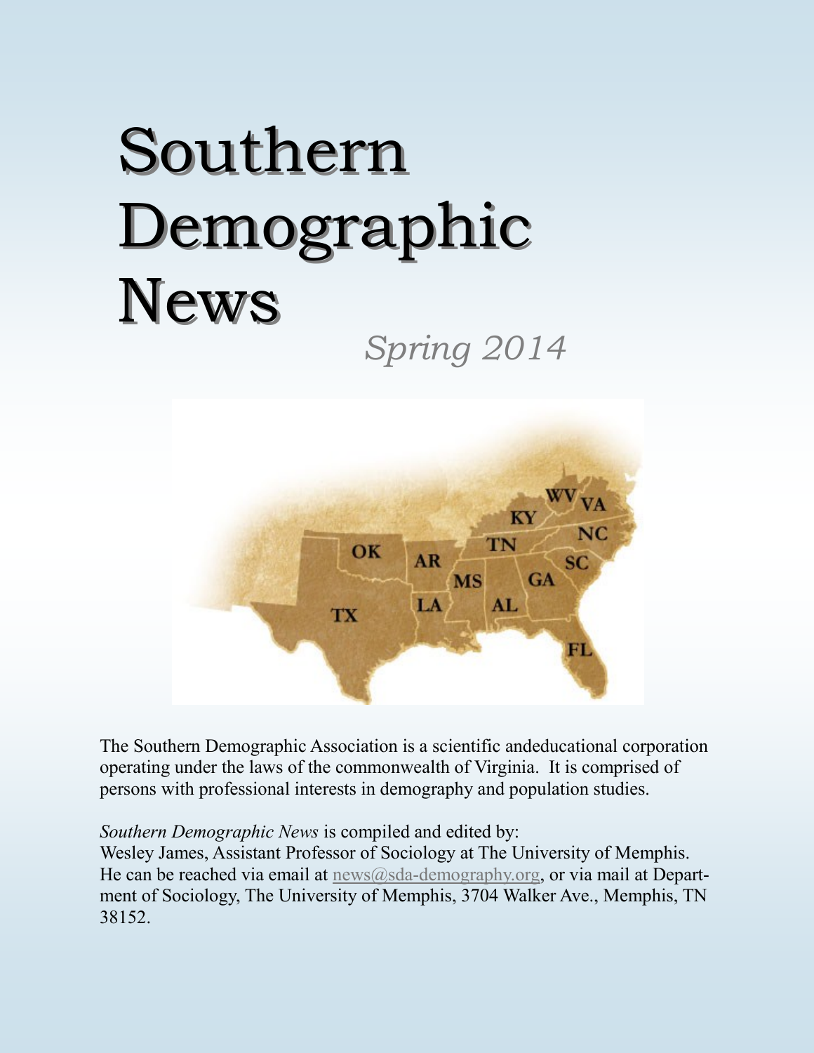# Southern Demographic News

*Spring 2014*

The Southern Demographic Association is a scientific andeducational corporation operating under the laws of the commonwealth of Virginia. It is comprised of persons with professional interests in demography and population studies.

*Southern Demographic News* is compiled and edited by:
Wesley James, Assistant Professor of Sociology at The University of Memphis. He can be reached via email at news@sda-demography.org, or via mail at Department of Sociology, The University of Memphis, 3704 Walker Ave., Memphis, TN 38152.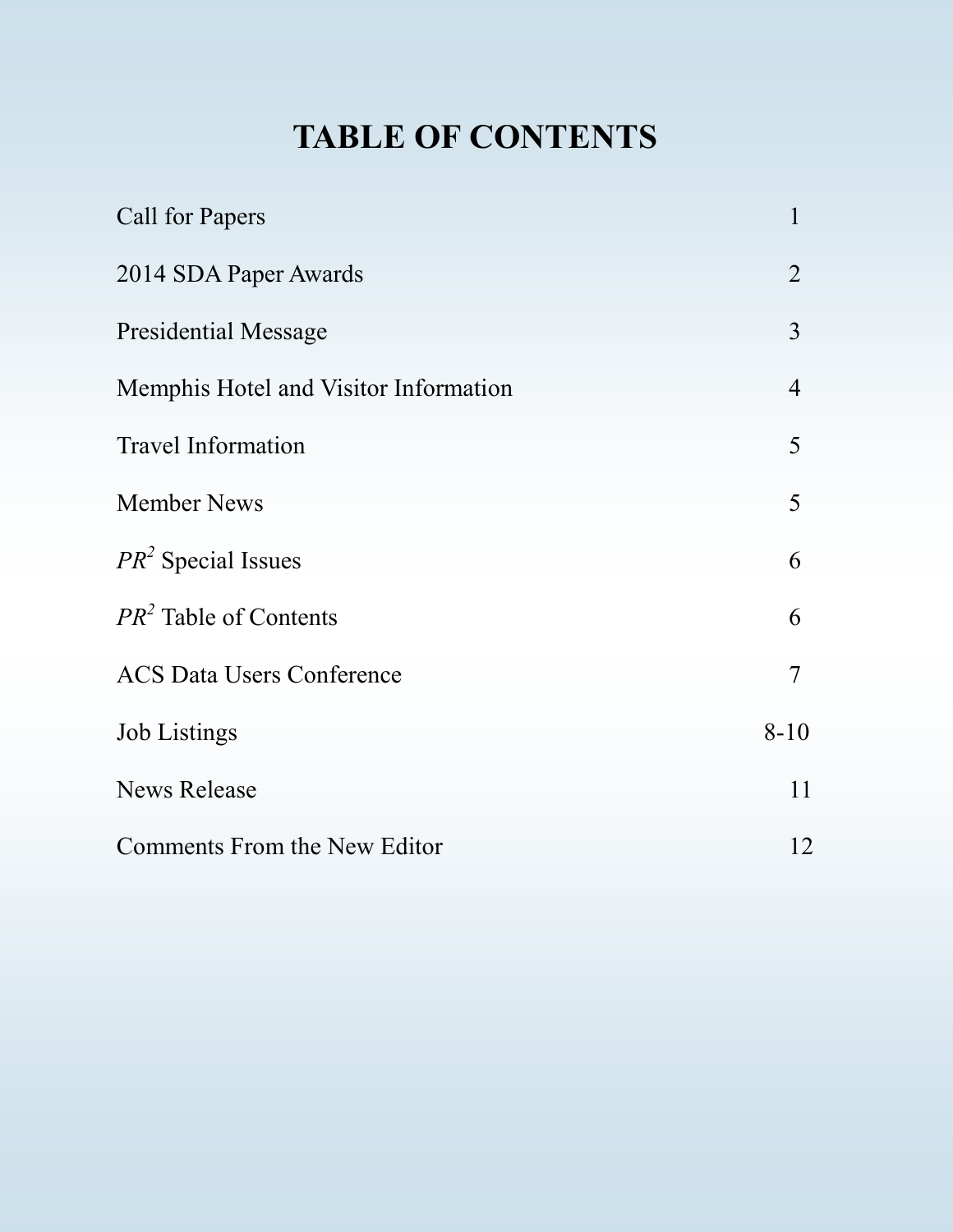# TABLE OF CONTENTS

| | |
|---|---|
| Call for Papers | 1 |
| 2014 SDA Paper Awards | 2 |
| Presidential Message | 3 |
| Memphis Hotel and Visitor Information | 4 |
| Travel Information | 5 |
| Member News | 5 |
| *PR*$^2$ Special Issues | 6 |
| *PR*$^2$ Table of Contents | 6 |
| ACS Data Users Conference | 7 |
| Job Listings | 8-10 |
| News Release | 11 |
| Comments From the New Editor | 12 |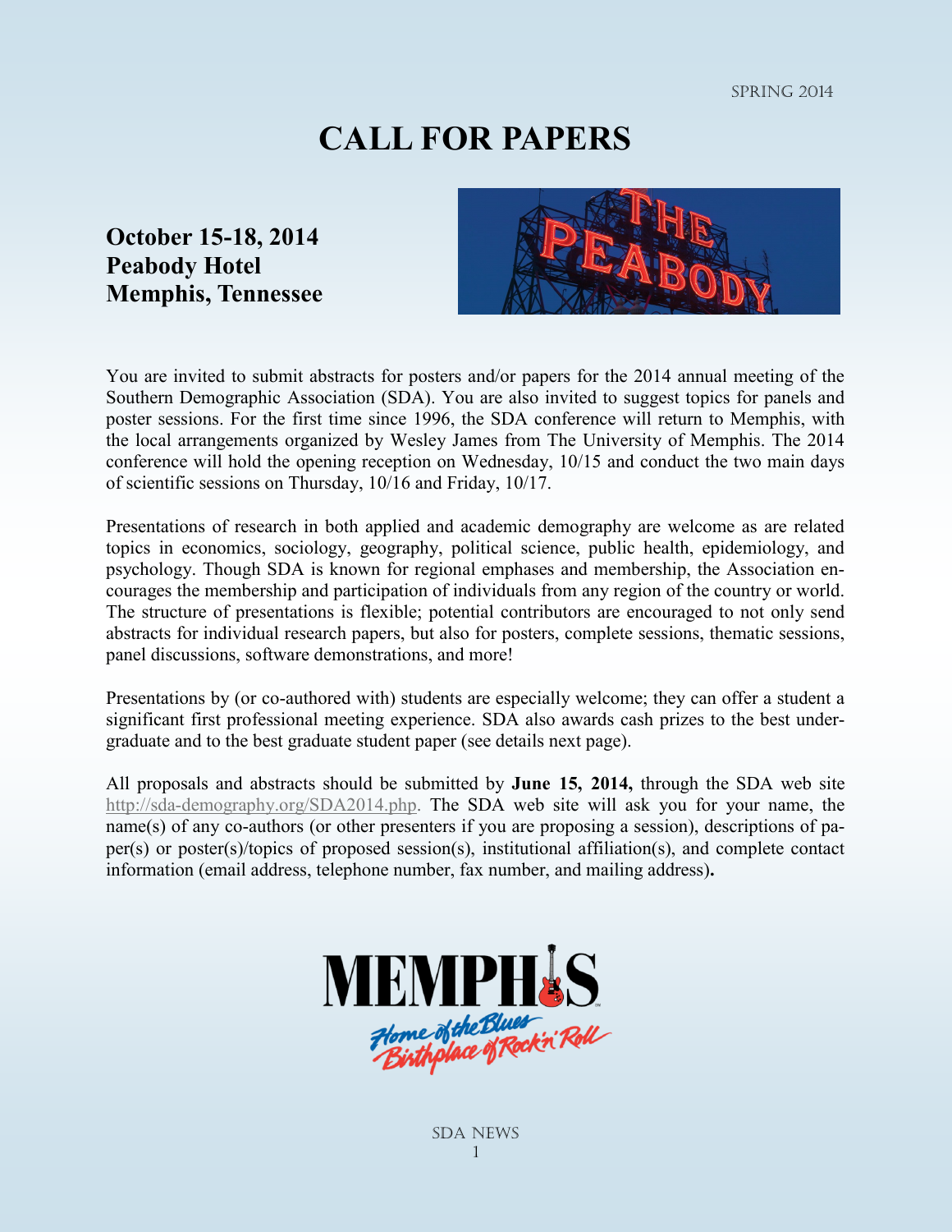# CALL FOR PAPERS

**October 15-18, 2014**
**Peabody Hotel**
**Memphis, Tennessee**

You are invited to submit abstracts for posters and/or papers for the 2014 annual meeting of the Southern Demographic Association (SDA). You are also invited to suggest topics for panels and poster sessions. For the first time since 1996, the SDA conference will return to Memphis, with the local arrangements organized by Wesley James from The University of Memphis. The 2014 conference will hold the opening reception on Wednesday, 10/15 and conduct the two main days of scientific sessions on Thursday, 10/16 and Friday, 10/17.

Presentations of research in both applied and academic demography are welcome as are related topics in economics, sociology, geography, political science, public health, epidemiology, and psychology. Though SDA is known for regional emphases and membership, the Association encourages the membership and participation of individuals from any region of the country or world. The structure of presentations is flexible; potential contributors are encouraged to not only send abstracts for individual research papers, but also for posters, complete sessions, thematic sessions, panel discussions, software demonstrations, and more!

Presentations by (or co-authored with) students are especially welcome; they can offer a student a significant first professional meeting experience. SDA also awards cash prizes to the best undergraduate and to the best graduate student paper (see details next page).

All proposals and abstracts should be submitted by **June 15, 2014,** through the SDA web site http://sda-demography.org/SDA2014.php. The SDA web site will ask you for your name, the name(s) of any co-authors (or other presenters if you are proposing a session), descriptions of paper(s) or poster(s)/topics of proposed session(s), institutional affiliation(s), and complete contact information (email address, telephone number, fax number, and mailing address)**.**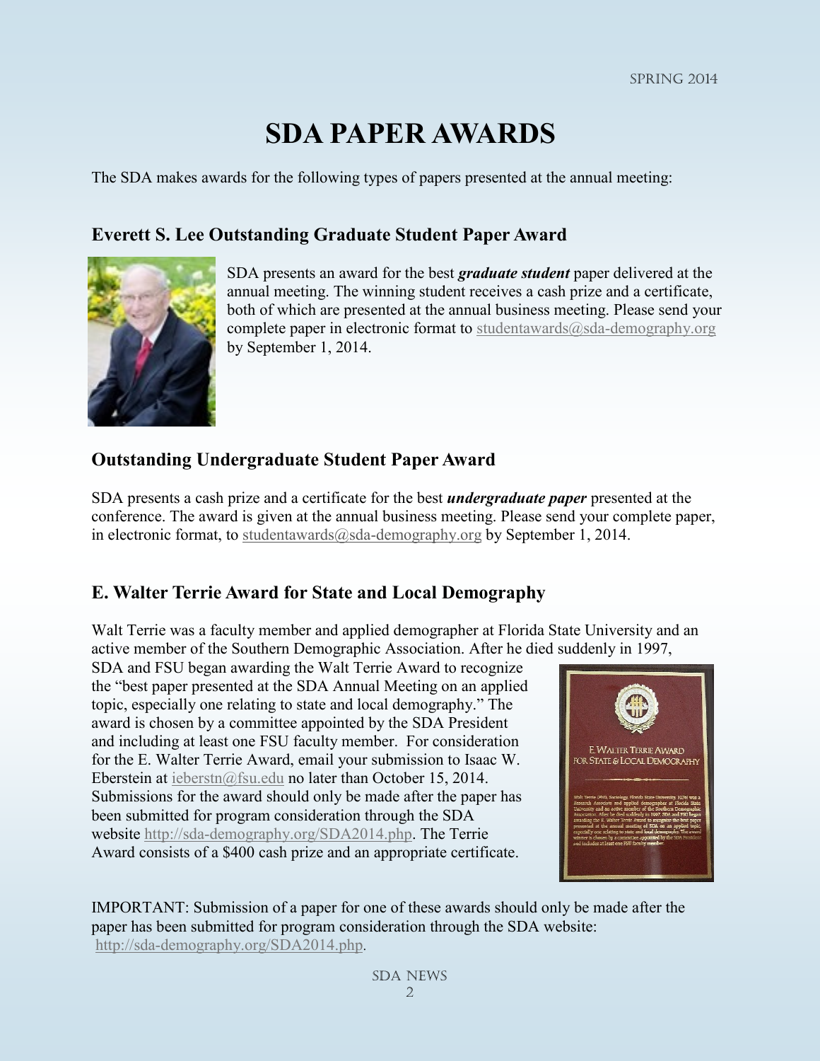# SDA PAPER AWARDS

The SDA makes awards for the following types of papers presented at the annual meeting:

## Everett S. Lee Outstanding Graduate Student Paper Award

SDA presents an award for the best ***graduate student*** paper delivered at the annual meeting. The winning student receives a cash prize and a certificate, both of which are presented at the annual business meeting. Please send your complete paper in electronic format to studentawards@sda-demography.org by September 1, 2014.

## Outstanding Undergraduate Student Paper Award

SDA presents a cash prize and a certificate for the best ***undergraduate paper*** presented at the conference. The award is given at the annual business meeting. Please send your complete paper, in electronic format, to studentawards@sda-demography.org by September 1, 2014.

## E. Walter Terrie Award for State and Local Demography

Walt Terrie was a faculty member and applied demographer at Florida State University and an active member of the Southern Demographic Association. After he died suddenly in 1997, SDA and FSU began awarding the Walt Terrie Award to recognize the "best paper presented at the SDA Annual Meeting on an applied topic, especially one relating to state and local demography." The award is chosen by a committee appointed by the SDA President and including at least one FSU faculty member. For consideration for the E. Walter Terrie Award, email your submission to Isaac W. Eberstein at ieberstn@fsu.edu no later than October 15, 2014. Submissions for the award should only be made after the paper has been submitted for program consideration through the SDA website http://sda-demography.org/SDA2014.php. The Terrie Award consists of a $400 cash prize and an appropriate certificate.

IMPORTANT: Submission of a paper for one of these awards should only be made after the paper has been submitted for program consideration through the SDA website: http://sda-demography.org/SDA2014.php.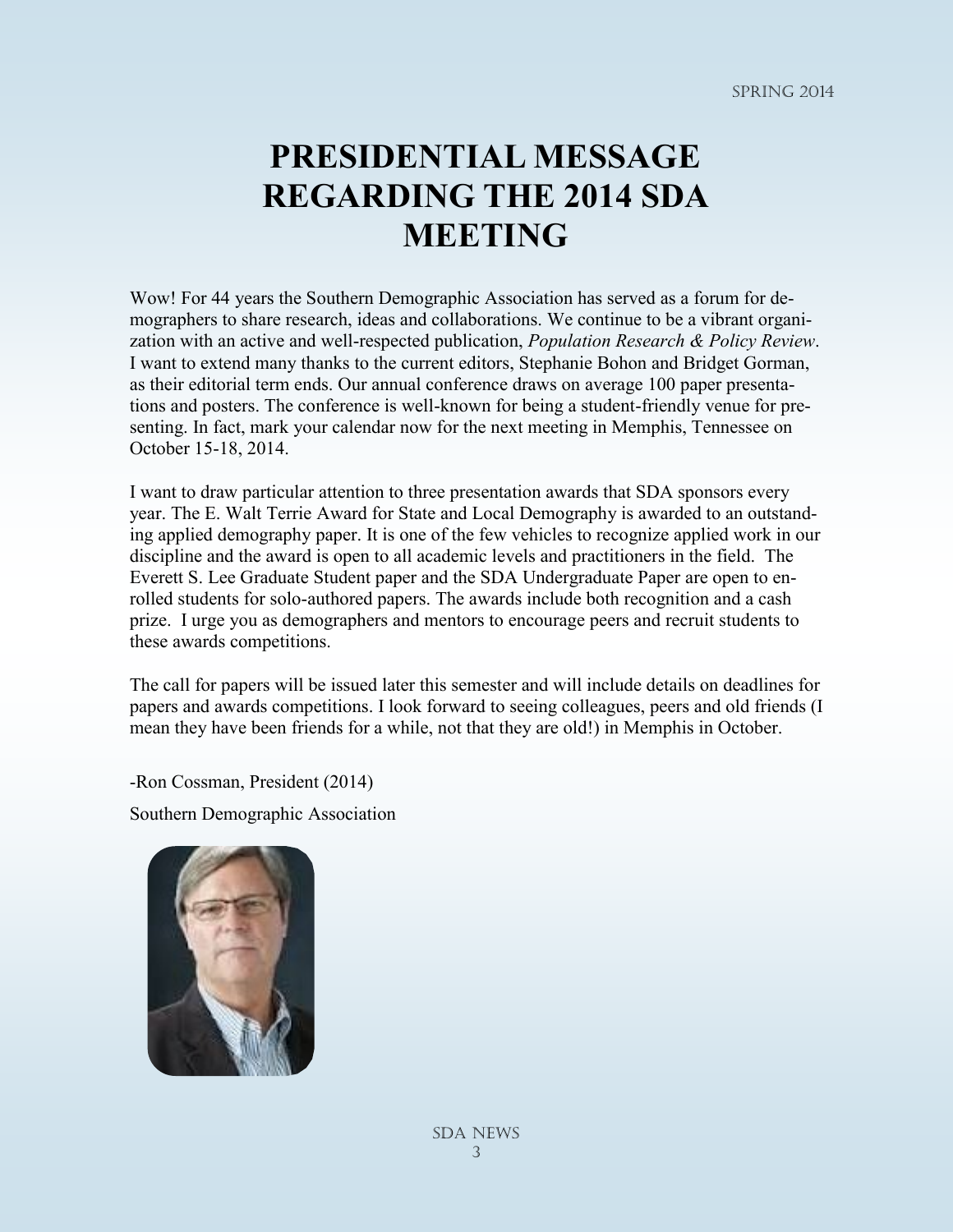# PRESIDENTIAL MESSAGE REGARDING THE 2014 SDA MEETING

Wow! For 44 years the Southern Demographic Association has served as a forum for demographers to share research, ideas and collaborations. We continue to be a vibrant organization with an active and well-respected publication, *Population Research & Policy Review*. I want to extend many thanks to the current editors, Stephanie Bohon and Bridget Gorman, as their editorial term ends. Our annual conference draws on average 100 paper presentations and posters. The conference is well-known for being a student-friendly venue for presenting. In fact, mark your calendar now for the next meeting in Memphis, Tennessee on October 15-18, 2014.

I want to draw particular attention to three presentation awards that SDA sponsors every year. The E. Walt Terrie Award for State and Local Demography is awarded to an outstanding applied demography paper. It is one of the few vehicles to recognize applied work in our discipline and the award is open to all academic levels and practitioners in the field. The Everett S. Lee Graduate Student paper and the SDA Undergraduate Paper are open to enrolled students for solo-authored papers. The awards include both recognition and a cash prize. I urge you as demographers and mentors to encourage peers and recruit students to these awards competitions.

The call for papers will be issued later this semester and will include details on deadlines for papers and awards competitions. I look forward to seeing colleagues, peers and old friends (I mean they have been friends for a while, not that they are old!) in Memphis in October.

-Ron Cossman, President (2014)

Southern Demographic Association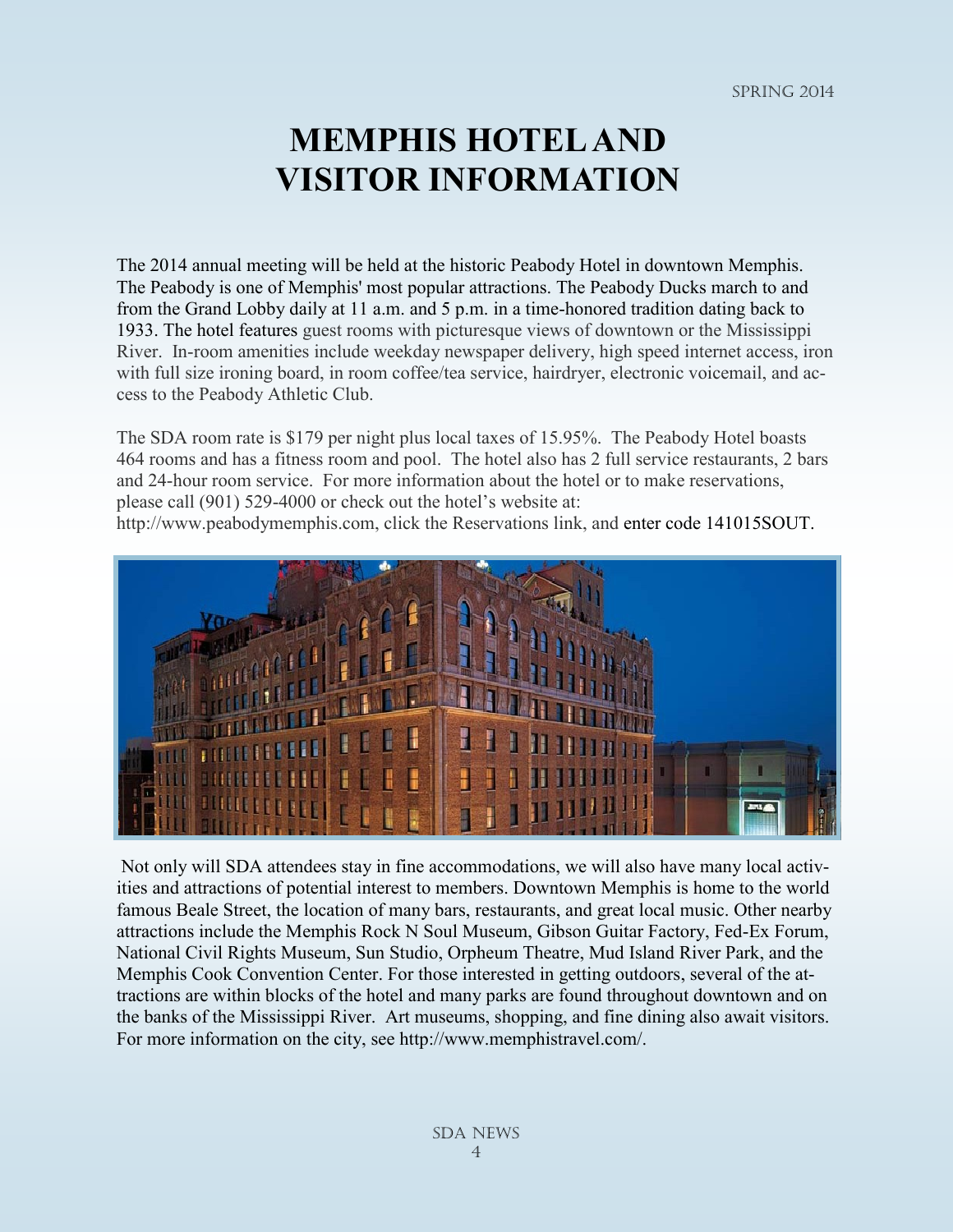# MEMPHIS HOTEL AND VISITOR INFORMATION

The 2014 annual meeting will be held at the historic Peabody Hotel in downtown Memphis. The Peabody is one of Memphis' most popular attractions. The Peabody Ducks march to and from the Grand Lobby daily at 11 a.m. and 5 p.m. in a time-honored tradition dating back to 1933. The hotel features guest rooms with picturesque views of downtown or the Mississippi River. In-room amenities include weekday newspaper delivery, high speed internet access, iron with full size ironing board, in room coffee/tea service, hairdryer, electronic voicemail, and access to the Peabody Athletic Club.

The SDA room rate is $179 per night plus local taxes of 15.95%. The Peabody Hotel boasts 464 rooms and has a fitness room and pool. The hotel also has 2 full service restaurants, 2 bars and 24-hour room service. For more information about the hotel or to make reservations, please call (901) 529-4000 or check out the hotel's website at: http://www.peabodymemphis.com, click the Reservations link, and enter code 141015SOUT.

Not only will SDA attendees stay in fine accommodations, we will also have many local activities and attractions of potential interest to members. Downtown Memphis is home to the world famous Beale Street, the location of many bars, restaurants, and great local music. Other nearby attractions include the Memphis Rock N Soul Museum, Gibson Guitar Factory, Fed-Ex Forum, National Civil Rights Museum, Sun Studio, Orpheum Theatre, Mud Island River Park, and the Memphis Cook Convention Center. For those interested in getting outdoors, several of the attractions are within blocks of the hotel and many parks are found throughout downtown and on the banks of the Mississippi River. Art museums, shopping, and fine dining also await visitors. For more information on the city, see http://www.memphistravel.com/.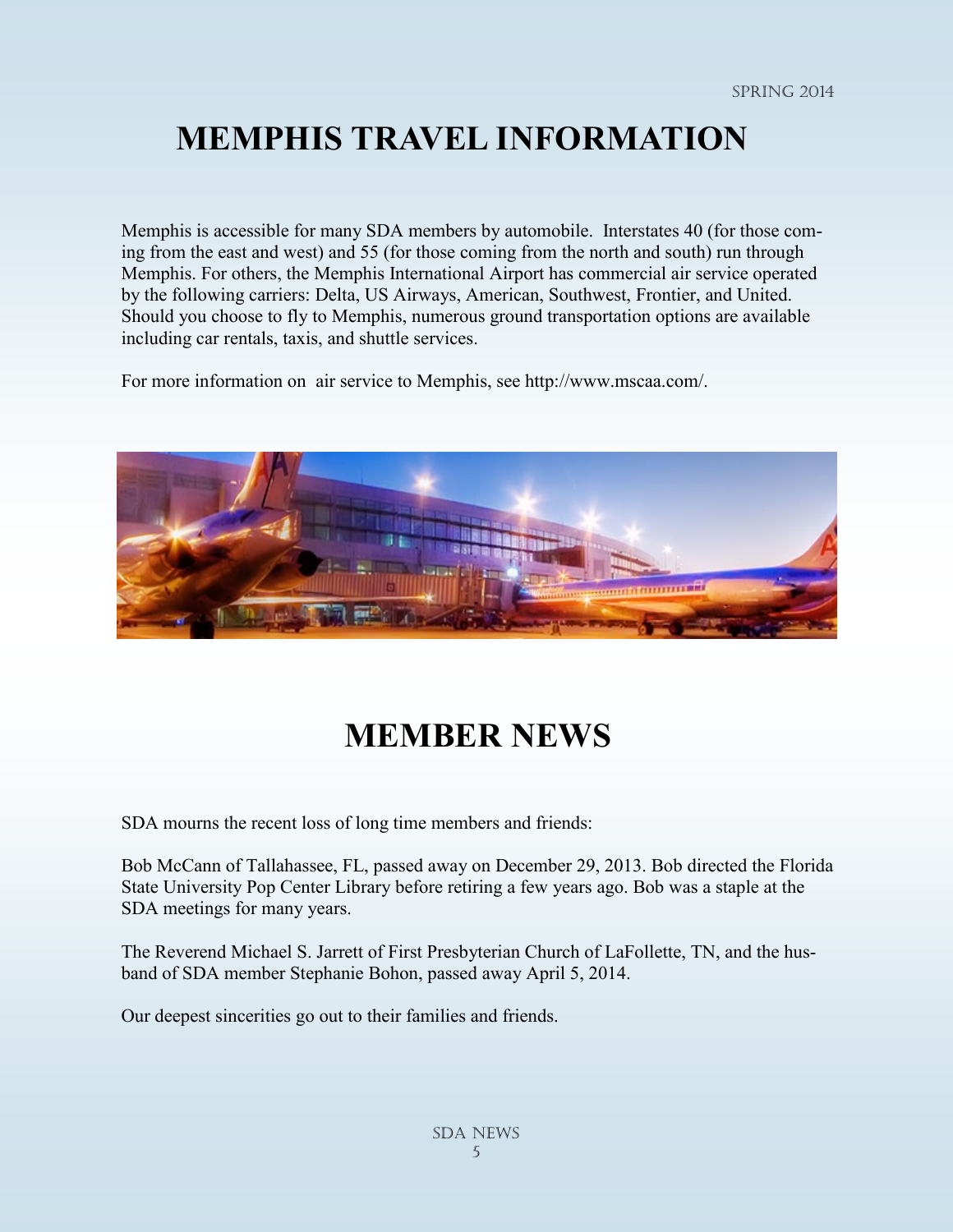# MEMPHIS TRAVEL INFORMATION

Memphis is accessible for many SDA members by automobile. Interstates 40 (for those coming from the east and west) and 55 (for those coming from the north and south) run through Memphis. For others, the Memphis International Airport has commercial air service operated by the following carriers: Delta, US Airways, American, Southwest, Frontier, and United. Should you choose to fly to Memphis, numerous ground transportation options are available including car rentals, taxis, and shuttle services.

For more information on air service to Memphis, see http://www.mscaa.com/.

# MEMBER NEWS

SDA mourns the recent loss of long time members and friends:

Bob McCann of Tallahassee, FL, passed away on December 29, 2013. Bob directed the Florida State University Pop Center Library before retiring a few years ago. Bob was a staple at the SDA meetings for many years.

The Reverend Michael S. Jarrett of First Presbyterian Church of LaFollette, TN, and the husband of SDA member Stephanie Bohon, passed away April 5, 2014.

Our deepest sincerities go out to their families and friends.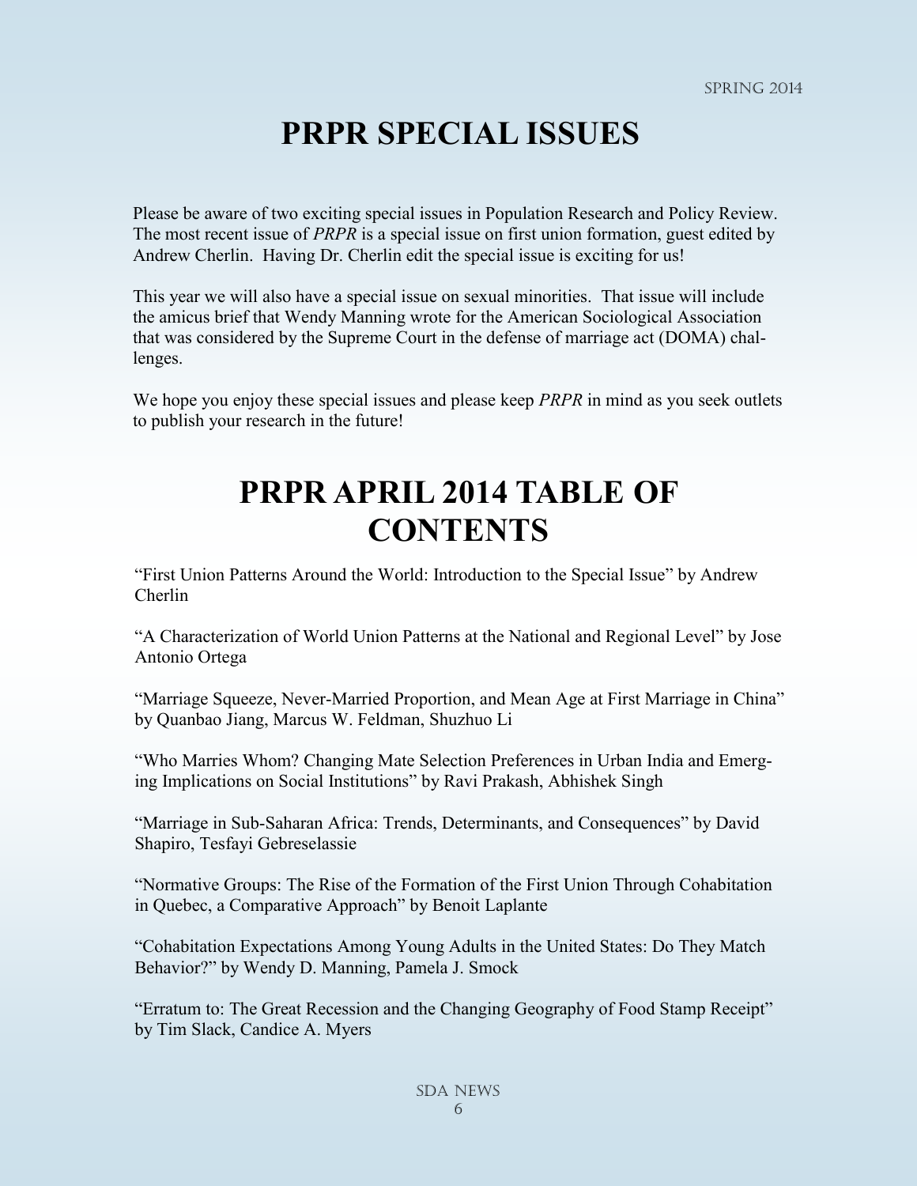# PRPR SPECIAL ISSUES

Please be aware of two exciting special issues in Population Research and Policy Review. The most recent issue of *PRPR* is a special issue on first union formation, guest edited by Andrew Cherlin. Having Dr. Cherlin edit the special issue is exciting for us!

This year we will also have a special issue on sexual minorities. That issue will include the amicus brief that Wendy Manning wrote for the American Sociological Association that was considered by the Supreme Court in the defense of marriage act (DOMA) challenges.

We hope you enjoy these special issues and please keep *PRPR* in mind as you seek outlets to publish your research in the future!

# PRPR APRIL 2014 TABLE OF CONTENTS

"First Union Patterns Around the World: Introduction to the Special Issue" by Andrew Cherlin

"A Characterization of World Union Patterns at the National and Regional Level" by Jose Antonio Ortega

"Marriage Squeeze, Never-Married Proportion, and Mean Age at First Marriage in China" by Quanbao Jiang, Marcus W. Feldman, Shuzhuo Li

"Who Marries Whom? Changing Mate Selection Preferences in Urban India and Emerging Implications on Social Institutions" by Ravi Prakash, Abhishek Singh

"Marriage in Sub-Saharan Africa: Trends, Determinants, and Consequences" by David Shapiro, Tesfayi Gebreselassie

"Normative Groups: The Rise of the Formation of the First Union Through Cohabitation in Quebec, a Comparative Approach" by Benoit Laplante

"Cohabitation Expectations Among Young Adults in the United States: Do They Match Behavior?" by Wendy D. Manning, Pamela J. Smock

"Erratum to: The Great Recession and the Changing Geography of Food Stamp Receipt" by Tim Slack, Candice A. Myers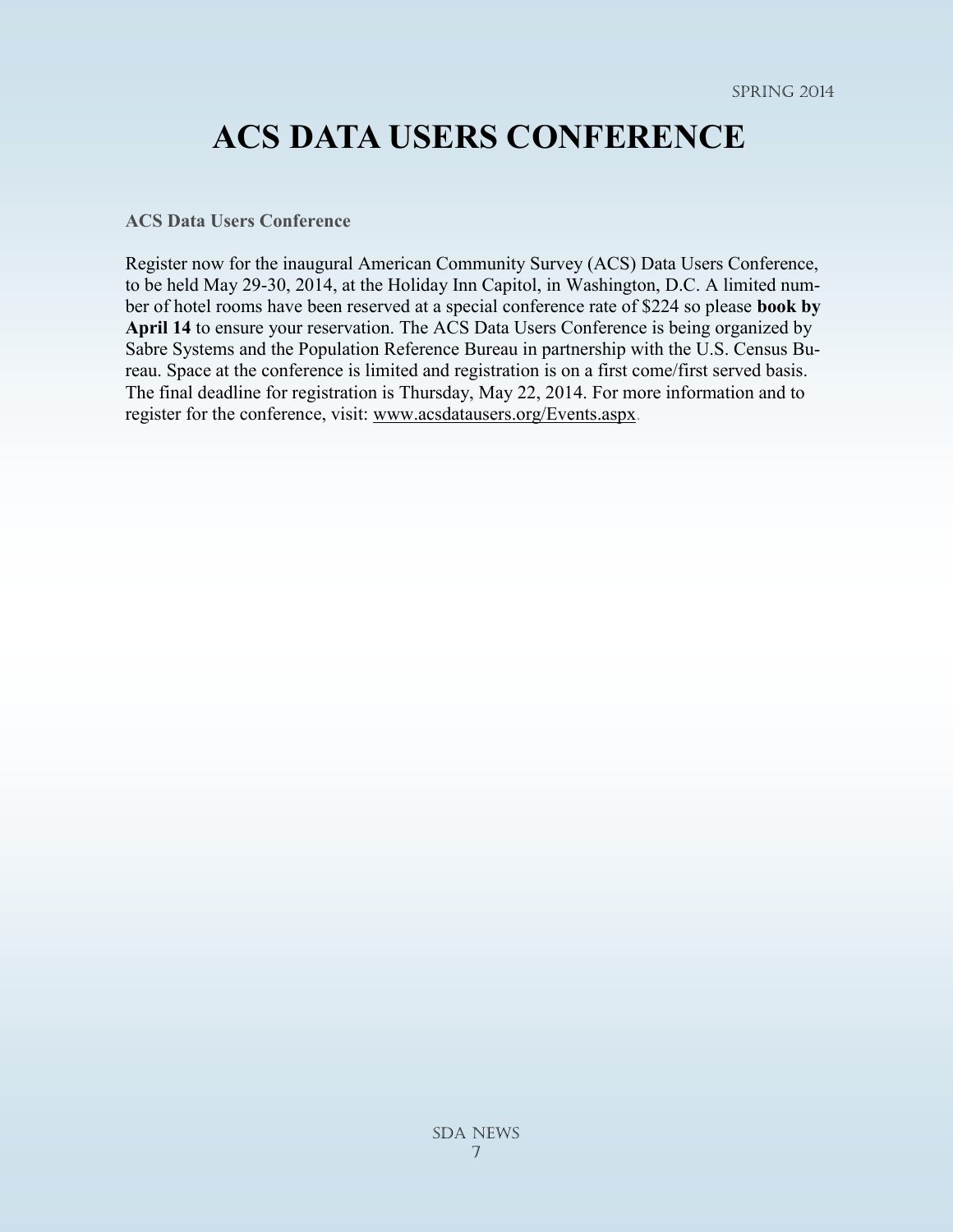# ACS DATA USERS CONFERENCE

**ACS Data Users Conference**

Register now for the inaugural American Community Survey (ACS) Data Users Conference, to be held May 29-30, 2014, at the Holiday Inn Capitol, in Washington, D.C. A limited number of hotel rooms have been reserved at a special conference rate of $224 so please **book by April 14** to ensure your reservation. The ACS Data Users Conference is being organized by Sabre Systems and the Population Reference Bureau in partnership with the U.S. Census Bureau. Space at the conference is limited and registration is on a first come/first served basis. The final deadline for registration is Thursday, May 22, 2014. For more information and to register for the conference, visit: www.acsdatausers.org/Events.aspx.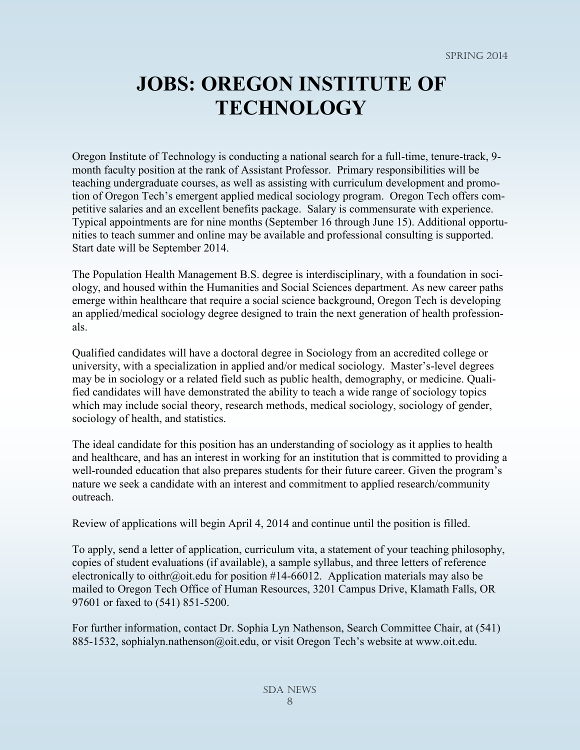# JOBS: OREGON INSTITUTE OF TECHNOLOGY

Oregon Institute of Technology is conducting a national search for a full-time, tenure-track, 9-month faculty position at the rank of Assistant Professor. Primary responsibilities will be teaching undergraduate courses, as well as assisting with curriculum development and promotion of Oregon Tech's emergent applied medical sociology program. Oregon Tech offers competitive salaries and an excellent benefits package. Salary is commensurate with experience. Typical appointments are for nine months (September 16 through June 15). Additional opportunities to teach summer and online may be available and professional consulting is supported. Start date will be September 2014.

The Population Health Management B.S. degree is interdisciplinary, with a foundation in sociology, and housed within the Humanities and Social Sciences department. As new career paths emerge within healthcare that require a social science background, Oregon Tech is developing an applied/medical sociology degree designed to train the next generation of health professionals.

Qualified candidates will have a doctoral degree in Sociology from an accredited college or university, with a specialization in applied and/or medical sociology. Master's-level degrees may be in sociology or a related field such as public health, demography, or medicine. Qualified candidates will have demonstrated the ability to teach a wide range of sociology topics which may include social theory, research methods, medical sociology, sociology of gender, sociology of health, and statistics.

The ideal candidate for this position has an understanding of sociology as it applies to health and healthcare, and has an interest in working for an institution that is committed to providing a well-rounded education that also prepares students for their future career. Given the program's nature we seek a candidate with an interest and commitment to applied research/community outreach.

Review of applications will begin April 4, 2014 and continue until the position is filled.

To apply, send a letter of application, curriculum vita, a statement of your teaching philosophy, copies of student evaluations (if available), a sample syllabus, and three letters of reference electronically to oithr@oit.edu for position #14-66012. Application materials may also be mailed to Oregon Tech Office of Human Resources, 3201 Campus Drive, Klamath Falls, OR 97601 or faxed to (541) 851-5200.

For further information, contact Dr. Sophia Lyn Nathenson, Search Committee Chair, at (541) 885-1532, sophialyn.nathenson@oit.edu, or visit Oregon Tech's website at www.oit.edu.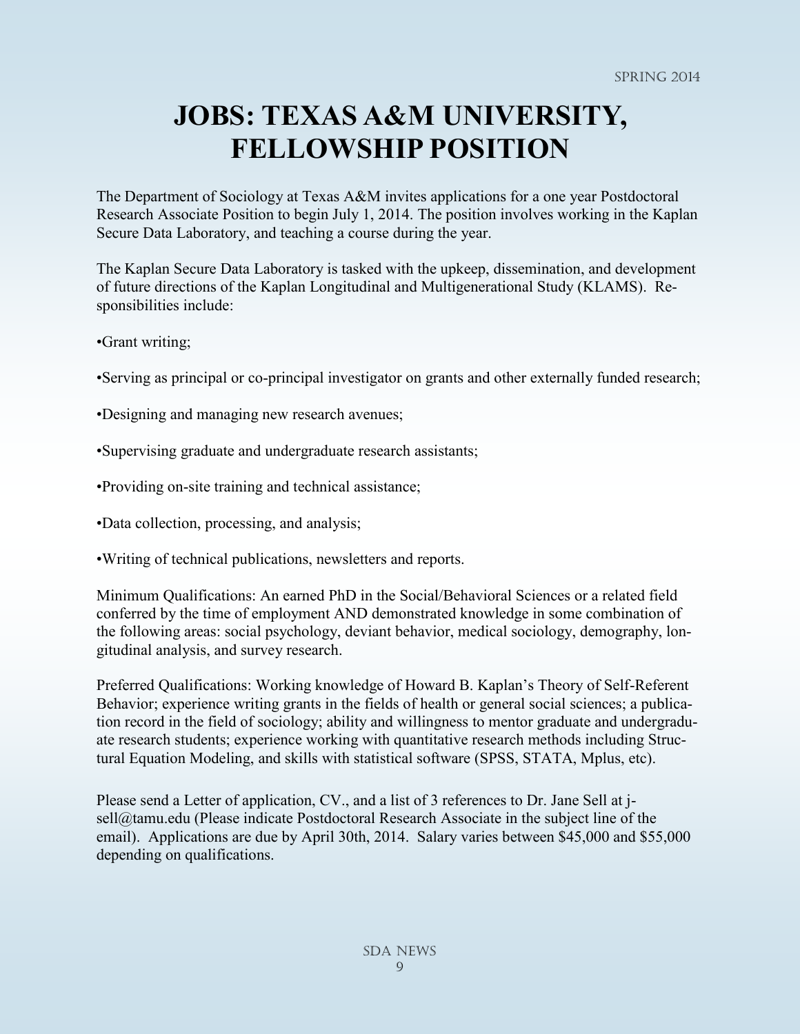# JOBS: TEXAS A&M UNIVERSITY, FELLOWSHIP POSITION

The Department of Sociology at Texas A&M invites applications for a one year Postdoctoral Research Associate Position to begin July 1, 2014. The position involves working in the Kaplan Secure Data Laboratory, and teaching a course during the year.

The Kaplan Secure Data Laboratory is tasked with the upkeep, dissemination, and development of future directions of the Kaplan Longitudinal and Multigenerational Study (KLAMS). Responsibilities include:

•Grant writing;

•Serving as principal or co-principal investigator on grants and other externally funded research;

•Designing and managing new research avenues;

•Supervising graduate and undergraduate research assistants;

•Providing on-site training and technical assistance;

•Data collection, processing, and analysis;

•Writing of technical publications, newsletters and reports.

Minimum Qualifications: An earned PhD in the Social/Behavioral Sciences or a related field conferred by the time of employment AND demonstrated knowledge in some combination of the following areas: social psychology, deviant behavior, medical sociology, demography, longitudinal analysis, and survey research.

Preferred Qualifications: Working knowledge of Howard B. Kaplan's Theory of Self-Referent Behavior; experience writing grants in the fields of health or general social sciences; a publication record in the field of sociology; ability and willingness to mentor graduate and undergraduate research students; experience working with quantitative research methods including Structural Equation Modeling, and skills with statistical software (SPSS, STATA, Mplus, etc).

Please send a Letter of application, CV., and a list of 3 references to Dr. Jane Sell at j-sell@tamu.edu (Please indicate Postdoctoral Research Associate in the subject line of the email). Applications are due by April 30th, 2014. Salary varies between $45,000 and $55,000 depending on qualifications.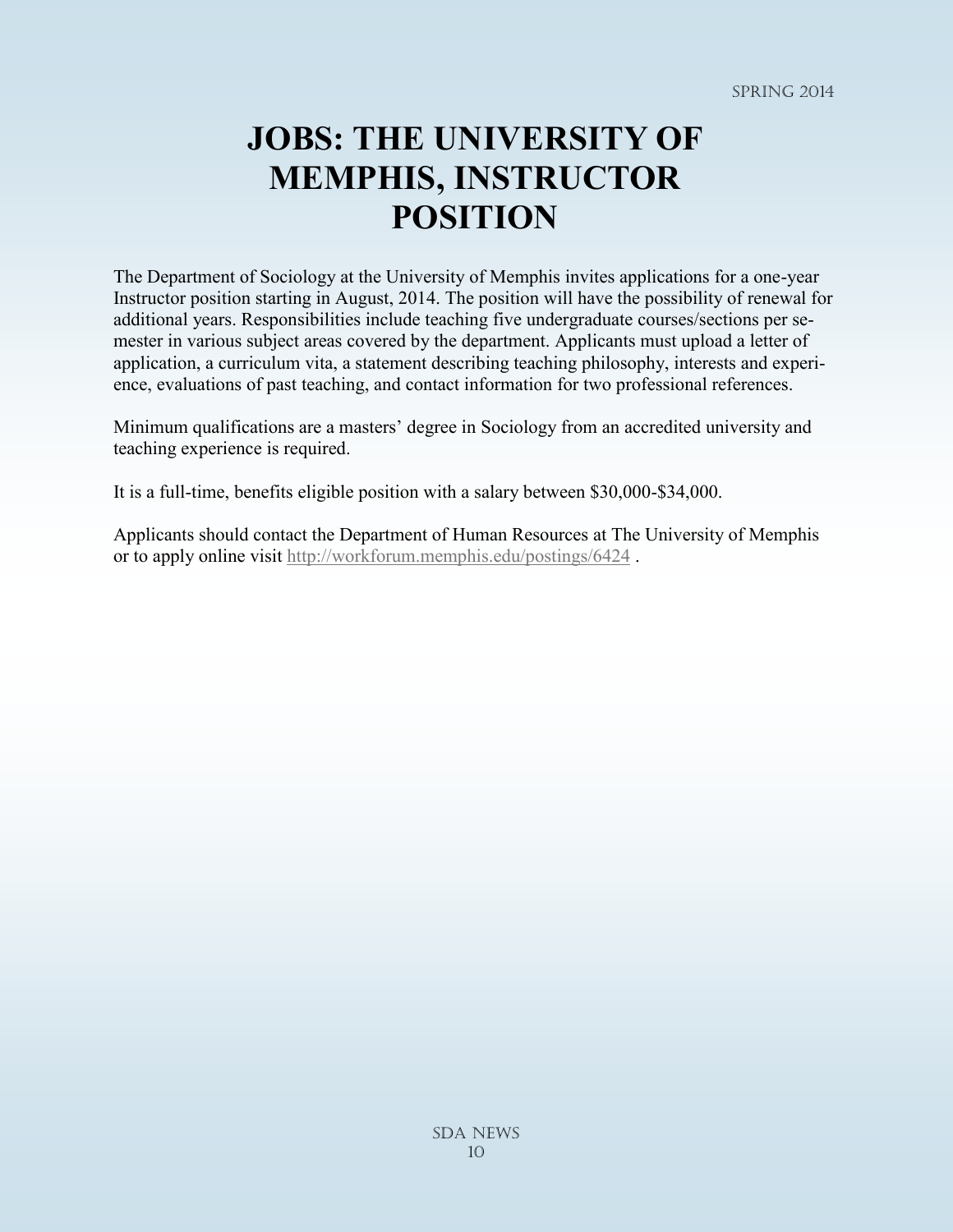# JOBS: THE UNIVERSITY OF MEMPHIS, INSTRUCTOR POSITION

The Department of Sociology at the University of Memphis invites applications for a one-year Instructor position starting in August, 2014. The position will have the possibility of renewal for additional years. Responsibilities include teaching five undergraduate courses/sections per semester in various subject areas covered by the department. Applicants must upload a letter of application, a curriculum vita, a statement describing teaching philosophy, interests and experience, evaluations of past teaching, and contact information for two professional references.

Minimum qualifications are a masters' degree in Sociology from an accredited university and teaching experience is required.

It is a full-time, benefits eligible position with a salary between $30,000-$34,000.

Applicants should contact the Department of Human Resources at The University of Memphis or to apply online visit http://workforum.memphis.edu/postings/6424 .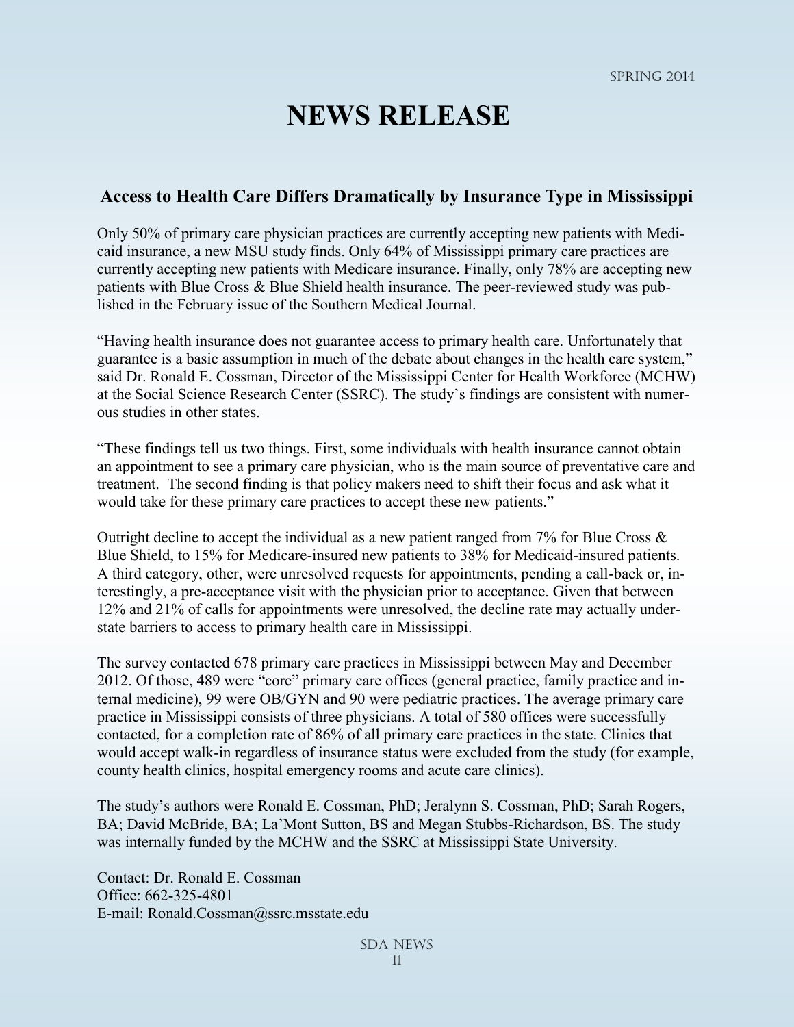# NEWS RELEASE

## Access to Health Care Differs Dramatically by Insurance Type in Mississippi

Only 50% of primary care physician practices are currently accepting new patients with Medicaid insurance, a new MSU study finds. Only 64% of Mississippi primary care practices are currently accepting new patients with Medicare insurance. Finally, only 78% are accepting new patients with Blue Cross & Blue Shield health insurance. The peer-reviewed study was published in the February issue of the Southern Medical Journal.

"Having health insurance does not guarantee access to primary health care. Unfortunately that guarantee is a basic assumption in much of the debate about changes in the health care system," said Dr. Ronald E. Cossman, Director of the Mississippi Center for Health Workforce (MCHW) at the Social Science Research Center (SSRC). The study's findings are consistent with numerous studies in other states.

"These findings tell us two things. First, some individuals with health insurance cannot obtain an appointment to see a primary care physician, who is the main source of preventative care and treatment. The second finding is that policy makers need to shift their focus and ask what it would take for these primary care practices to accept these new patients."

Outright decline to accept the individual as a new patient ranged from 7% for Blue Cross & Blue Shield, to 15% for Medicare-insured new patients to 38% for Medicaid-insured patients. A third category, other, were unresolved requests for appointments, pending a call-back or, interestingly, a pre-acceptance visit with the physician prior to acceptance. Given that between 12% and 21% of calls for appointments were unresolved, the decline rate may actually understate barriers to access to primary health care in Mississippi.

The survey contacted 678 primary care practices in Mississippi between May and December 2012. Of those, 489 were "core" primary care offices (general practice, family practice and internal medicine), 99 were OB/GYN and 90 were pediatric practices. The average primary care practice in Mississippi consists of three physicians. A total of 580 offices were successfully contacted, for a completion rate of 86% of all primary care practices in the state. Clinics that would accept walk-in regardless of insurance status were excluded from the study (for example, county health clinics, hospital emergency rooms and acute care clinics).

The study's authors were Ronald E. Cossman, PhD; Jeralynn S. Cossman, PhD; Sarah Rogers, BA; David McBride, BA; La'Mont Sutton, BS and Megan Stubbs-Richardson, BS. The study was internally funded by the MCHW and the SSRC at Mississippi State University.

Contact: Dr. Ronald E. Cossman
Office: 662-325-4801
E-mail: Ronald.Cossman@ssrc.msstate.edu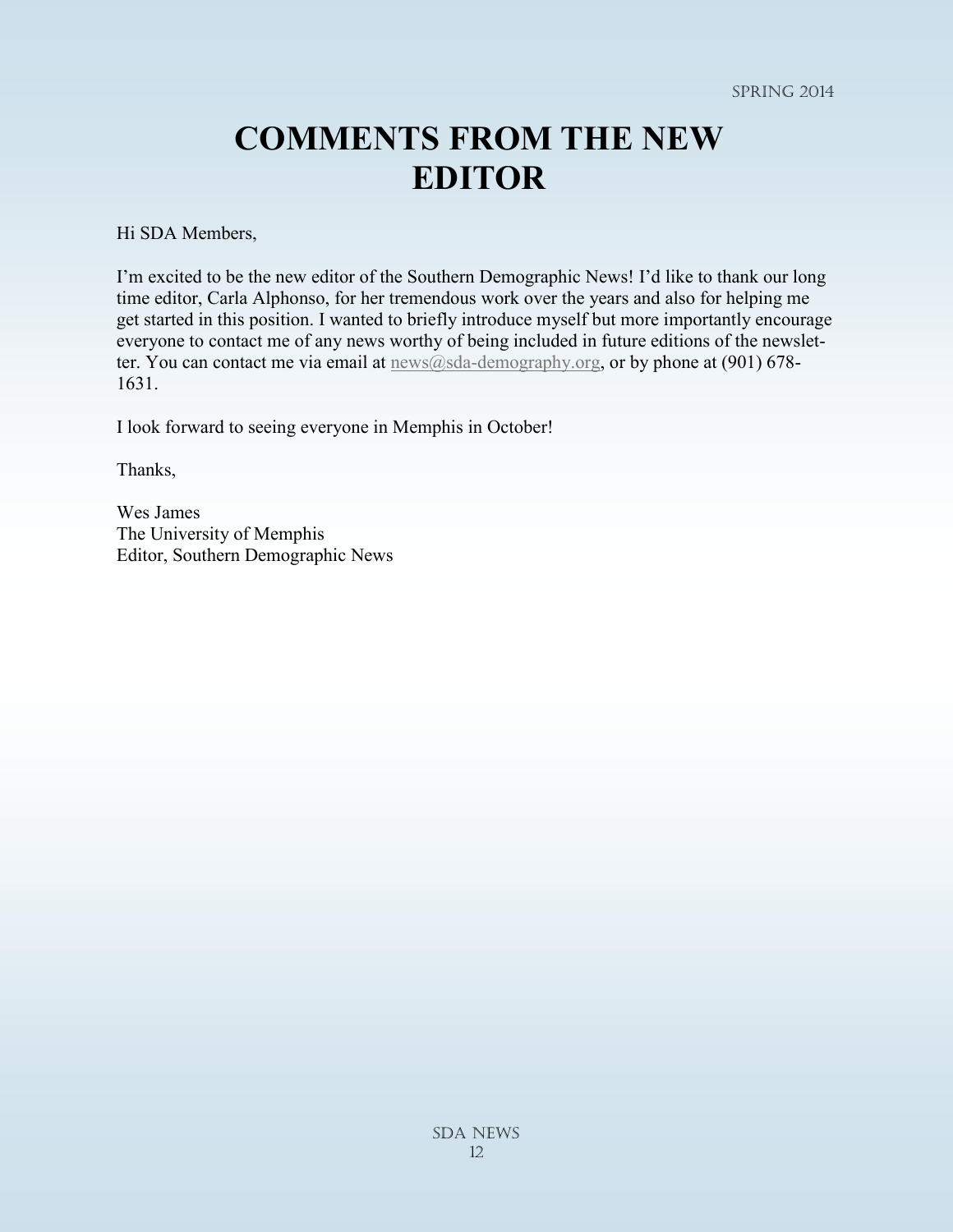# COMMENTS FROM THE NEW EDITOR

Hi SDA Members,

I'm excited to be the new editor of the Southern Demographic News! I'd like to thank our long time editor, Carla Alphonso, for her tremendous work over the years and also for helping me get started in this position. I wanted to briefly introduce myself but more importantly encourage everyone to contact me of any news worthy of being included in future editions of the newsletter. You can contact me via email at news@sda-demography.org, or by phone at (901) 678-1631.

I look forward to seeing everyone in Memphis in October!

Thanks,

Wes James
The University of Memphis
Editor, Southern Demographic News